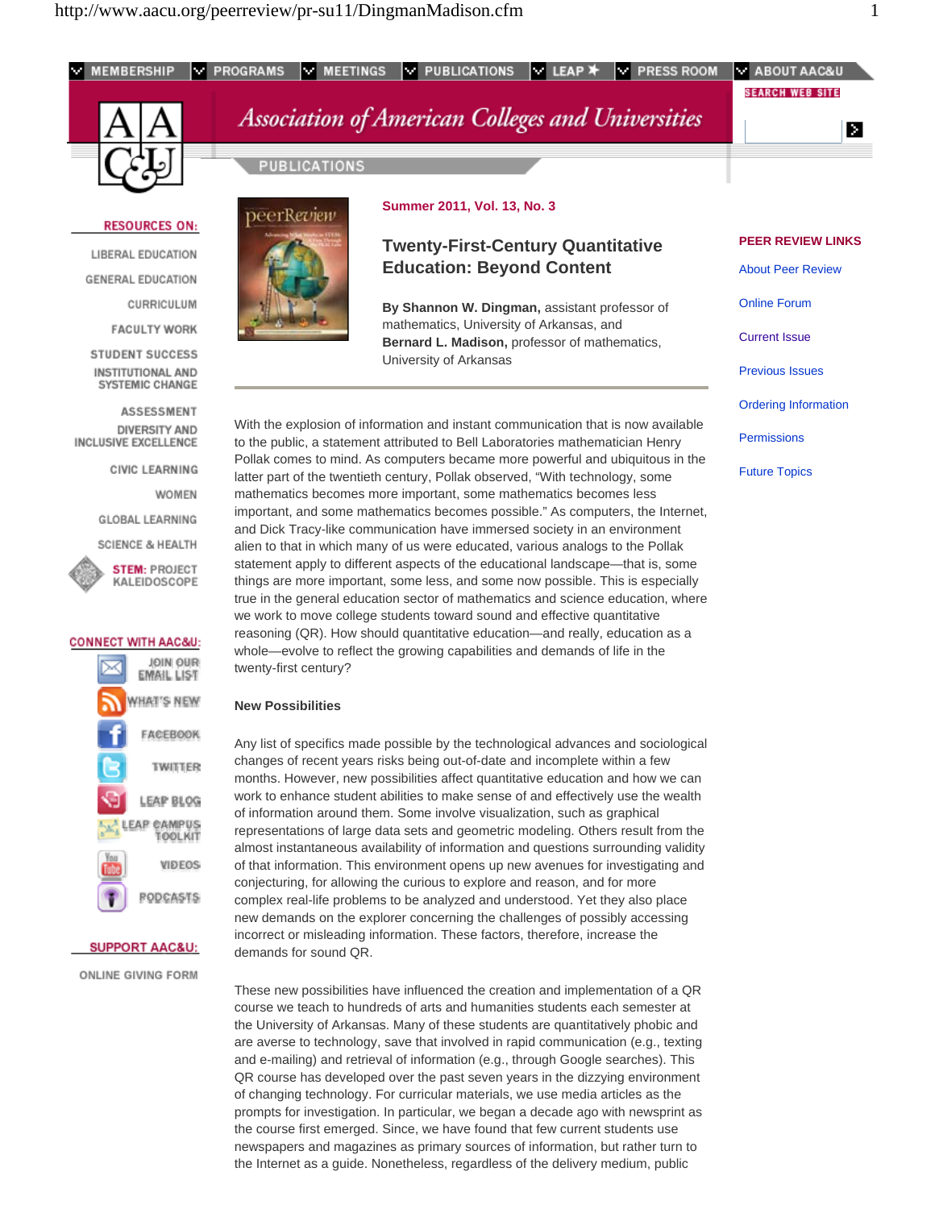Summer 2011, Vol. 13, No. 3

# Twenty-First-Century Quantitative Education: Beyond Content

**By Shannon W. Dingman,** assistant professor of mathematics, University of Arkansas, and **Bernard L. Madison,** professor of mathematics, University of Arkansas

With the explosion of information and instant communication that is now available to the public, a statement attributed to Bell Laboratories mathematician Henry Pollak comes to mind. As computers became more powerful and ubiquitous in the latter part of the twentieth century, Pollak observed, "With technology, some mathematics becomes more important, some mathematics becomes less important, and some mathematics becomes possible." As computers, the Internet, and Dick Tracy-like communication have immersed society in an environment alien to that in which many of us were educated, various analogs to the Pollak statement apply to different aspects of the educational landscape—that is, some things are more important, some less, and some now possible. This is especially true in the general education sector of mathematics and science education, where we work to move college students toward sound and effective quantitative reasoning (QR). How should quantitative education—and really, education as a whole—evolve to reflect the growing capabilities and demands of life in the twenty-first century?

## New Possibilities

Any list of specifics made possible by the technological advances and sociological changes of recent years risks being out-of-date and incomplete within a few months. However, new possibilities affect quantitative education and how we can work to enhance student abilities to make sense of and effectively use the wealth of information around them. Some involve visualization, such as graphical representations of large data sets and geometric modeling. Others result from the almost instantaneous availability of information and questions surrounding validity of that information. This environment opens up new avenues for investigating and conjecturing, for allowing the curious to explore and reason, and for more complex real-life problems to be analyzed and understood. Yet they also place new demands on the explorer concerning the challenges of possibly accessing incorrect or misleading information. These factors, therefore, increase the demands for sound QR.

These new possibilities have influenced the creation and implementation of a QR course we teach to hundreds of arts and humanities students each semester at the University of Arkansas. Many of these students are quantitatively phobic and are averse to technology, save that involved in rapid communication (e.g., texting and e-mailing) and retrieval of information (e.g., through Google searches). This QR course has developed over the past seven years in the dizzying environment of changing technology. For curricular materials, we use media articles as the prompts for investigation. In particular, we began a decade ago with newsprint as the course first emerged. Since, we have found that few current students use newspapers and magazines as primary sources of information, but rather turn to the Internet as a guide. Nonetheless, regardless of the delivery medium, public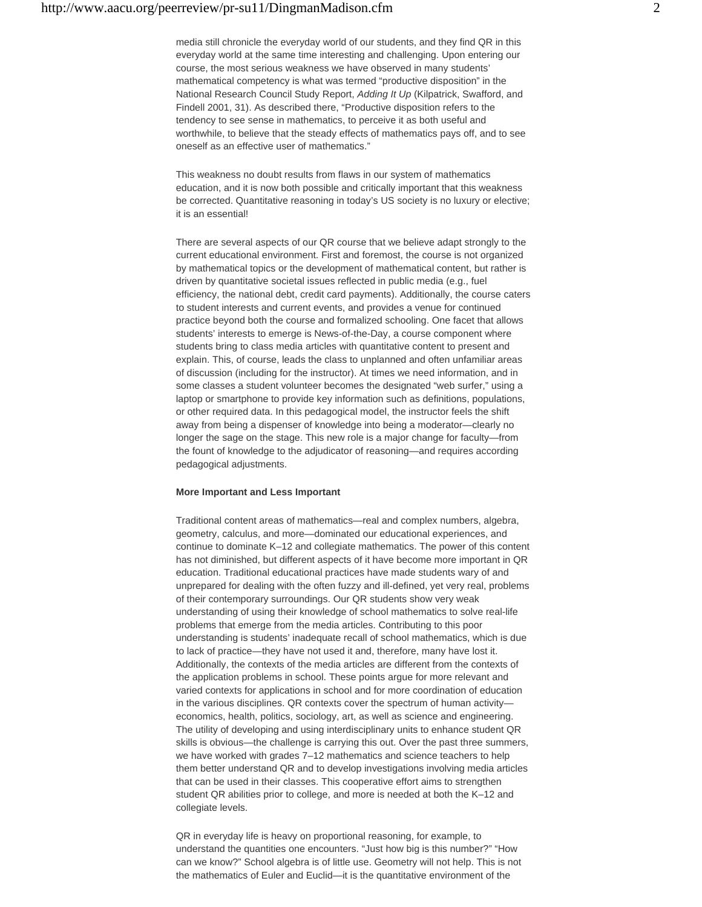media still chronicle the everyday world of our students, and they find QR in this everyday world at the same time interesting and challenging. Upon entering our course, the most serious weakness we have observed in many students' mathematical competency is what was termed "productive disposition" in the National Research Council Study Report, *Adding It Up* (Kilpatrick, Swafford, and Findell 2001, 31). As described there, "Productive disposition refers to the tendency to see sense in mathematics, to perceive it as both useful and worthwhile, to believe that the steady effects of mathematics pays off, and to see oneself as an effective user of mathematics."

This weakness no doubt results from flaws in our system of mathematics education, and it is now both possible and critically important that this weakness be corrected. Quantitative reasoning in today's US society is no luxury or elective; it is an essential!

There are several aspects of our QR course that we believe adapt strongly to the current educational environment. First and foremost, the course is not organized by mathematical topics or the development of mathematical content, but rather is driven by quantitative societal issues reflected in public media (e.g., fuel efficiency, the national debt, credit card payments). Additionally, the course caters to student interests and current events, and provides a venue for continued practice beyond both the course and formalized schooling. One facet that allows students' interests to emerge is News-of-the-Day, a course component where students bring to class media articles with quantitative content to present and explain. This, of course, leads the class to unplanned and often unfamiliar areas of discussion (including for the instructor). At times we need information, and in some classes a student volunteer becomes the designated "web surfer," using a laptop or smartphone to provide key information such as definitions, populations, or other required data. In this pedagogical model, the instructor feels the shift away from being a dispenser of knowledge into being a moderator—clearly no longer the sage on the stage. This new role is a major change for faculty—from the fount of knowledge to the adjudicator of reasoning—and requires according pedagogical adjustments.

**More Important and Less Important**

Traditional content areas of mathematics—real and complex numbers, algebra, geometry, calculus, and more—dominated our educational experiences, and continue to dominate K–12 and collegiate mathematics. The power of this content has not diminished, but different aspects of it have become more important in QR education. Traditional educational practices have made students wary of and unprepared for dealing with the often fuzzy and ill-defined, yet very real, problems of their contemporary surroundings. Our QR students show very weak understanding of using their knowledge of school mathematics to solve real-life problems that emerge from the media articles. Contributing to this poor understanding is students' inadequate recall of school mathematics, which is due to lack of practice—they have not used it and, therefore, many have lost it. Additionally, the contexts of the media articles are different from the contexts of the application problems in school. These points argue for more relevant and varied contexts for applications in school and for more coordination of education in the various disciplines. QR contexts cover the spectrum of human activity—economics, health, politics, sociology, art, as well as science and engineering. The utility of developing and using interdisciplinary units to enhance student QR skills is obvious—the challenge is carrying this out. Over the past three summers, we have worked with grades 7–12 mathematics and science teachers to help them better understand QR and to develop investigations involving media articles that can be used in their classes. This cooperative effort aims to strengthen student QR abilities prior to college, and more is needed at both the K–12 and collegiate levels.

QR in everyday life is heavy on proportional reasoning, for example, to understand the quantities one encounters. "Just how big is this number?" "How can we know?" School algebra is of little use. Geometry will not help. This is not the mathematics of Euler and Euclid—it is the quantitative environment of the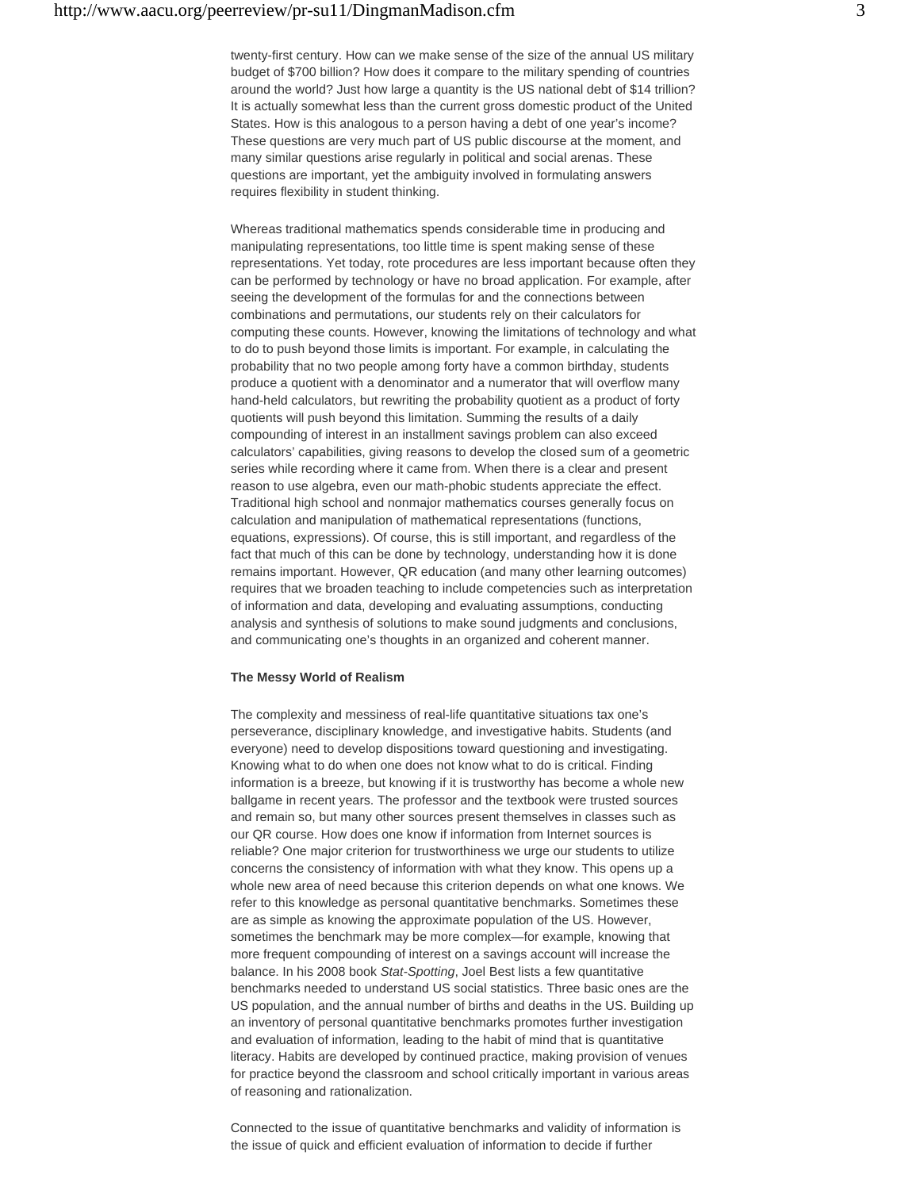twenty-first century. How can we make sense of the size of the annual US military budget of $700 billion? How does it compare to the military spending of countries around the world? Just how large a quantity is the US national debt of $14 trillion? It is actually somewhat less than the current gross domestic product of the United States. How is this analogous to a person having a debt of one year's income? These questions are very much part of US public discourse at the moment, and many similar questions arise regularly in political and social arenas. These questions are important, yet the ambiguity involved in formulating answers requires flexibility in student thinking.

Whereas traditional mathematics spends considerable time in producing and manipulating representations, too little time is spent making sense of these representations. Yet today, rote procedures are less important because often they can be performed by technology or have no broad application. For example, after seeing the development of the formulas for and the connections between combinations and permutations, our students rely on their calculators for computing these counts. However, knowing the limitations of technology and what to do to push beyond those limits is important. For example, in calculating the probability that no two people among forty have a common birthday, students produce a quotient with a denominator and a numerator that will overflow many hand-held calculators, but rewriting the probability quotient as a product of forty quotients will push beyond this limitation. Summing the results of a daily compounding of interest in an installment savings problem can also exceed calculators' capabilities, giving reasons to develop the closed sum of a geometric series while recording where it came from. When there is a clear and present reason to use algebra, even our math-phobic students appreciate the effect. Traditional high school and nonmajor mathematics courses generally focus on calculation and manipulation of mathematical representations (functions, equations, expressions). Of course, this is still important, and regardless of the fact that much of this can be done by technology, understanding how it is done remains important. However, QR education (and many other learning outcomes) requires that we broaden teaching to include competencies such as interpretation of information and data, developing and evaluating assumptions, conducting analysis and synthesis of solutions to make sound judgments and conclusions, and communicating one's thoughts in an organized and coherent manner.

**The Messy World of Realism**

The complexity and messiness of real-life quantitative situations tax one's perseverance, disciplinary knowledge, and investigative habits. Students (and everyone) need to develop dispositions toward questioning and investigating. Knowing what to do when one does not know what to do is critical. Finding information is a breeze, but knowing if it is trustworthy has become a whole new ballgame in recent years. The professor and the textbook were trusted sources and remain so, but many other sources present themselves in classes such as our QR course. How does one know if information from Internet sources is reliable? One major criterion for trustworthiness we urge our students to utilize concerns the consistency of information with what they know. This opens up a whole new area of need because this criterion depends on what one knows. We refer to this knowledge as personal quantitative benchmarks. Sometimes these are as simple as knowing the approximate population of the US. However, sometimes the benchmark may be more complex—for example, knowing that more frequent compounding of interest on a savings account will increase the balance. In his 2008 book *Stat-Spotting*, Joel Best lists a few quantitative benchmarks needed to understand US social statistics. Three basic ones are the US population, and the annual number of births and deaths in the US. Building up an inventory of personal quantitative benchmarks promotes further investigation and evaluation of information, leading to the habit of mind that is quantitative literacy. Habits are developed by continued practice, making provision of venues for practice beyond the classroom and school critically important in various areas of reasoning and rationalization.

Connected to the issue of quantitative benchmarks and validity of information is the issue of quick and efficient evaluation of information to decide if further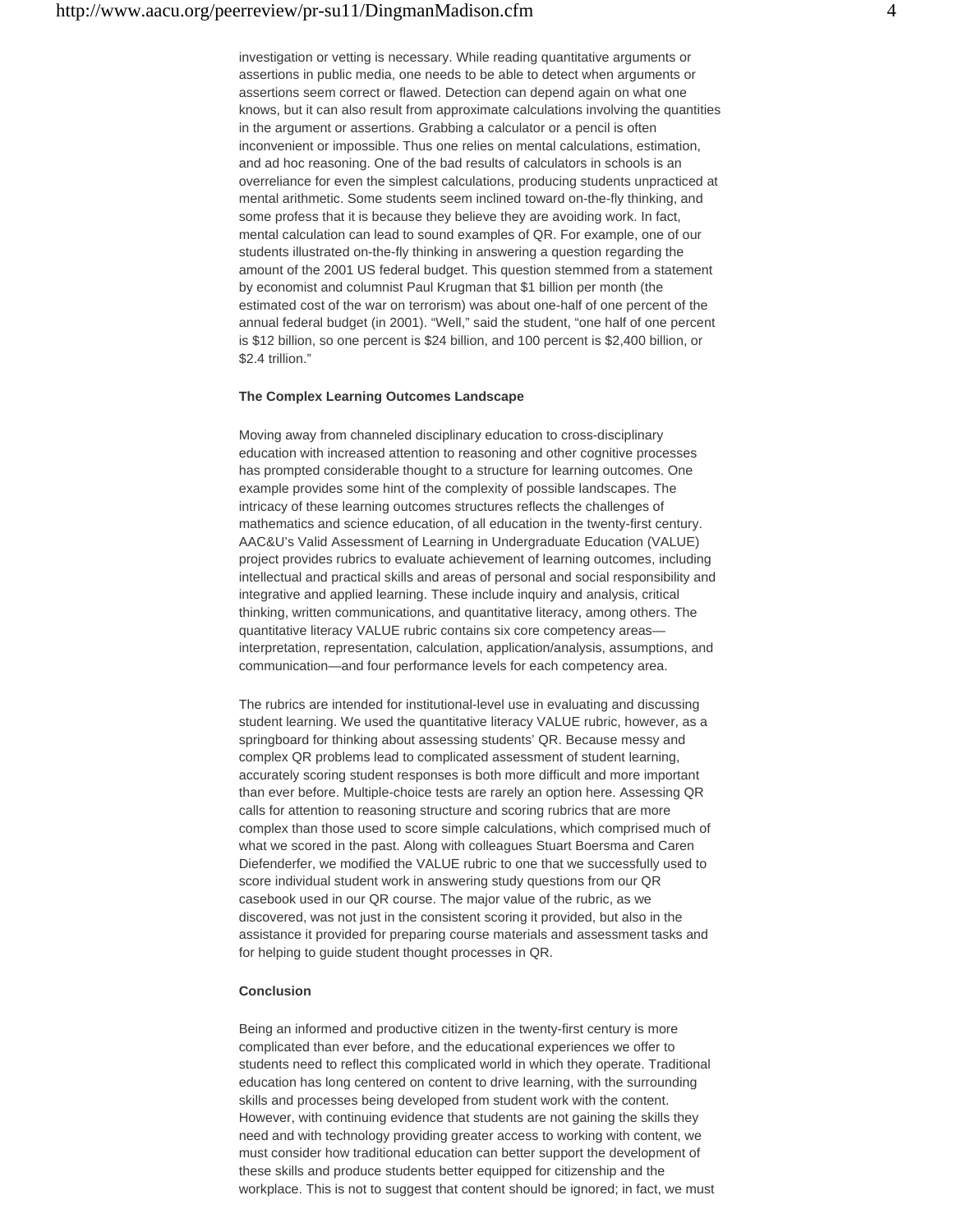investigation or vetting is necessary. While reading quantitative arguments or assertions in public media, one needs to be able to detect when arguments or assertions seem correct or flawed. Detection can depend again on what one knows, but it can also result from approximate calculations involving the quantities in the argument or assertions. Grabbing a calculator or a pencil is often inconvenient or impossible. Thus one relies on mental calculations, estimation, and ad hoc reasoning. One of the bad results of calculators in schools is an overreliance for even the simplest calculations, producing students unpracticed at mental arithmetic. Some students seem inclined toward on-the-fly thinking, and some profess that it is because they believe they are avoiding work. In fact, mental calculation can lead to sound examples of QR. For example, one of our students illustrated on-the-fly thinking in answering a question regarding the amount of the 2001 US federal budget. This question stemmed from a statement by economist and columnist Paul Krugman that $1 billion per month (the estimated cost of the war on terrorism) was about one-half of one percent of the annual federal budget (in 2001). "Well," said the student, "one half of one percent is $12 billion, so one percent is $24 billion, and 100 percent is $2,400 billion, or $2.4 trillion."

**The Complex Learning Outcomes Landscape**

Moving away from channeled disciplinary education to cross-disciplinary education with increased attention to reasoning and other cognitive processes has prompted considerable thought to a structure for learning outcomes. One example provides some hint of the complexity of possible landscapes. The intricacy of these learning outcomes structures reflects the challenges of mathematics and science education, of all education in the twenty-first century. AAC&U's Valid Assessment of Learning in Undergraduate Education (VALUE) project provides rubrics to evaluate achievement of learning outcomes, including intellectual and practical skills and areas of personal and social responsibility and integrative and applied learning. These include inquiry and analysis, critical thinking, written communications, and quantitative literacy, among others. The quantitative literacy VALUE rubric contains six core competency areas—interpretation, representation, calculation, application/analysis, assumptions, and communication—and four performance levels for each competency area.

The rubrics are intended for institutional-level use in evaluating and discussing student learning. We used the quantitative literacy VALUE rubric, however, as a springboard for thinking about assessing students' QR. Because messy and complex QR problems lead to complicated assessment of student learning, accurately scoring student responses is both more difficult and more important than ever before. Multiple-choice tests are rarely an option here. Assessing QR calls for attention to reasoning structure and scoring rubrics that are more complex than those used to score simple calculations, which comprised much of what we scored in the past. Along with colleagues Stuart Boersma and Caren Diefenderfer, we modified the VALUE rubric to one that we successfully used to score individual student work in answering study questions from our QR casebook used in our QR course. The major value of the rubric, as we discovered, was not just in the consistent scoring it provided, but also in the assistance it provided for preparing course materials and assessment tasks and for helping to guide student thought processes in QR.

**Conclusion**

Being an informed and productive citizen in the twenty-first century is more complicated than ever before, and the educational experiences we offer to students need to reflect this complicated world in which they operate. Traditional education has long centered on content to drive learning, with the surrounding skills and processes being developed from student work with the content. However, with continuing evidence that students are not gaining the skills they need and with technology providing greater access to working with content, we must consider how traditional education can better support the development of these skills and produce students better equipped for citizenship and the workplace. This is not to suggest that content should be ignored; in fact, we must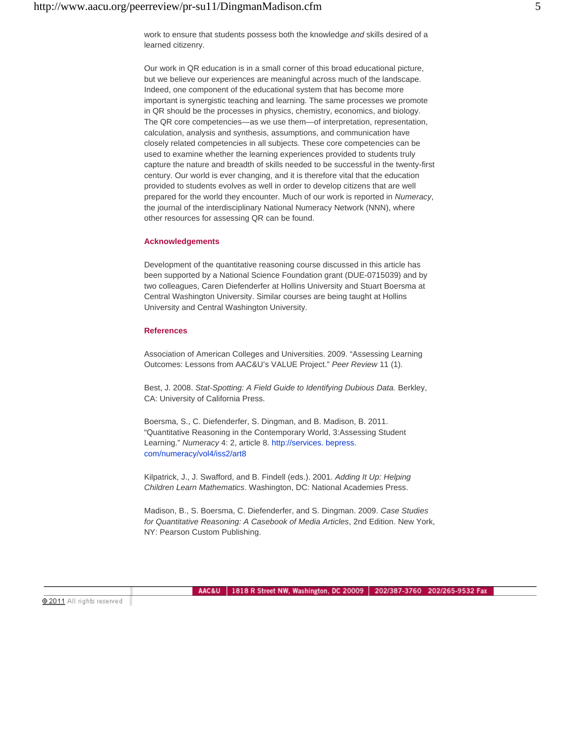work to ensure that students possess both the knowledge *and* skills desired of a learned citizenry.

Our work in QR education is in a small corner of this broad educational picture, but we believe our experiences are meaningful across much of the landscape. Indeed, one component of the educational system that has become more important is synergistic teaching and learning. The same processes we promote in QR should be the processes in physics, chemistry, economics, and biology. The QR core competencies—as we use them—of interpretation, representation, calculation, analysis and synthesis, assumptions, and communication have closely related competencies in all subjects. These core competencies can be used to examine whether the learning experiences provided to students truly capture the nature and breadth of skills needed to be successful in the twenty-first century. Our world is ever changing, and it is therefore vital that the education provided to students evolves as well in order to develop citizens that are well prepared for the world they encounter. Much of our work is reported in *Numeracy*, the journal of the interdisciplinary National Numeracy Network (NNN), where other resources for assessing QR can be found.

## Acknowledgements

Development of the quantitative reasoning course discussed in this article has been supported by a National Science Foundation grant (DUE-0715039) and by two colleagues, Caren Diefenderfer at Hollins University and Stuart Boersma at Central Washington University. Similar courses are being taught at Hollins University and Central Washington University.

## References

Association of American Colleges and Universities. 2009. "Assessing Learning Outcomes: Lessons from AAC&U's VALUE Project." *Peer Review* 11 (1).

Best, J. 2008. *Stat-Spotting: A Field Guide to Identifying Dubious Data.* Berkley, CA: University of California Press.

Boersma, S., C. Diefenderfer, S. Dingman, and B. Madison, B. 2011. "Quantitative Reasoning in the Contemporary World, 3:Assessing Student Learning." *Numeracy* 4: 2, article 8. http://services. bepress. com/numeracy/vol4/iss2/art8

Kilpatrick, J., J. Swafford, and B. Findell (eds.). 2001. *Adding It Up: Helping Children Learn Mathematics*. Washington, DC: National Academies Press.

Madison, B., S. Boersma, C. Diefenderfer, and S. Dingman. 2009. *Case Studies for Quantitative Reasoning: A Casebook of Media Articles*, 2nd Edition. New York, NY: Pearson Custom Publishing.